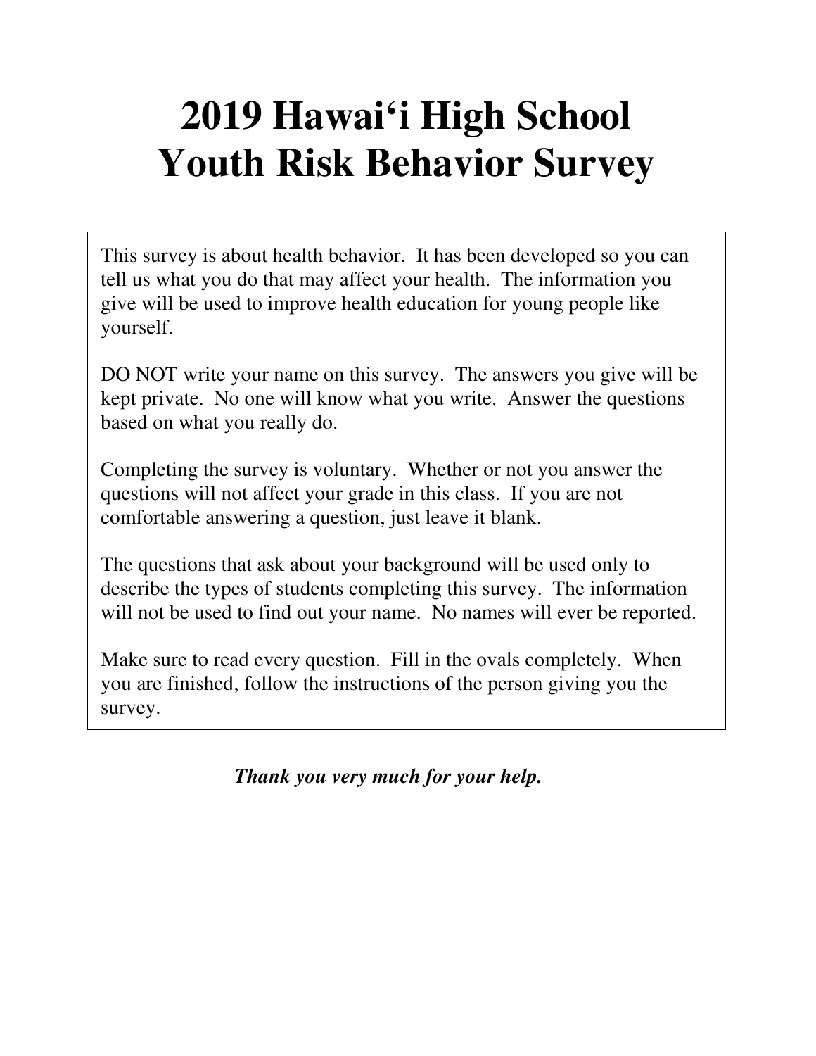# 2019 Hawai‘i High School Youth Risk Behavior Survey

This survey is about health behavior. It has been developed so you can tell us what you do that may affect your health. The information you give will be used to improve health education for young people like yourself.

DO NOT write your name on this survey. The answers you give will be kept private. No one will know what you write. Answer the questions based on what you really do.

Completing the survey is voluntary. Whether or not you answer the questions will not affect your grade in this class. If you are not comfortable answering a question, just leave it blank.

The questions that ask about your background will be used only to describe the types of students completing this survey. The information will not be used to find out your name. No names will ever be reported.

Make sure to read every question. Fill in the ovals completely. When you are finished, follow the instructions of the person giving you the survey.

***Thank you very much for your help.***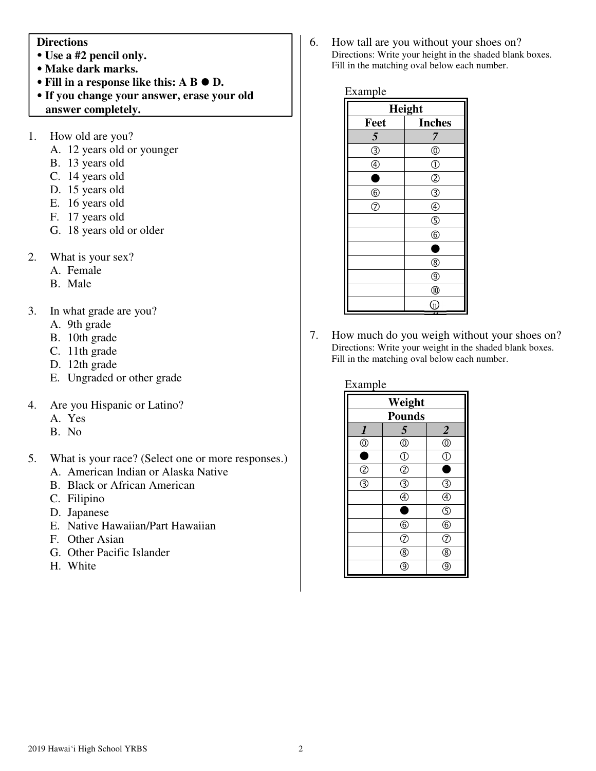**Directions**
- **Use a #2 pencil only.**
- **Make dark marks.**
- **Fill in a response like this: A B ● D.**
- **If you change your answer, erase your old answer completely.**

1. How old are you?
   - A. 12 years old or younger
   - B. 13 years old
   - C. 14 years old
   - D. 15 years old
   - E. 16 years old
   - F. 17 years old
   - G. 18 years old or older

2. What is your sex?
   - A. Female
   - B. Male

3. In what grade are you?
   - A. 9th grade
   - B. 10th grade
   - C. 11th grade
   - D. 12th grade
   - E. Ungraded or other grade

4. Are you Hispanic or Latino?
   - A. Yes
   - B. No

5. What is your race? (Select one or more responses.)
   - A. American Indian or Alaska Native
   - B. Black or African American
   - C. Filipino
   - D. Japanese
   - E. Native Hawaiian/Part Hawaiian
   - F. Other Asian
   - G. Other Pacific Islander
   - H. White

6. How tall are you without your shoes on?
   Directions: Write your height in the shaded blank boxes. Fill in the matching oval below each number.

Example

| Height | |
|---|---|
| Feet | Inches |
| *5* | *7* |
| ③ | ⓪ |
| ④ | ① |
| ● | ② |
| ⑥ | ③ |
| ⑦ | ④ |
| | ⑤ |
| | ⑥ |
| | ● |
| | ⑧ |
| | ⑨ |
| | ⑩ |
| | ⑪ |

7. How much do you weigh without your shoes on?
   Directions: Write your weight in the shaded blank boxes. Fill in the matching oval below each number.

Example

| Weight | | |
|---|---|---|
| Pounds | | |
| *1* | *5* | *2* |
| ⓪ | ⓪ | ⓪ |
| ● | ① | ① |
| ② | ② | ● |
| ③ | ③ | ③ |
| | ④ | ④ |
| | ● | ⑤ |
| | ⑥ | ⑥ |
| | ⑦ | ⑦ |
| | ⑧ | ⑧ |
| | ⑨ | ⑨ |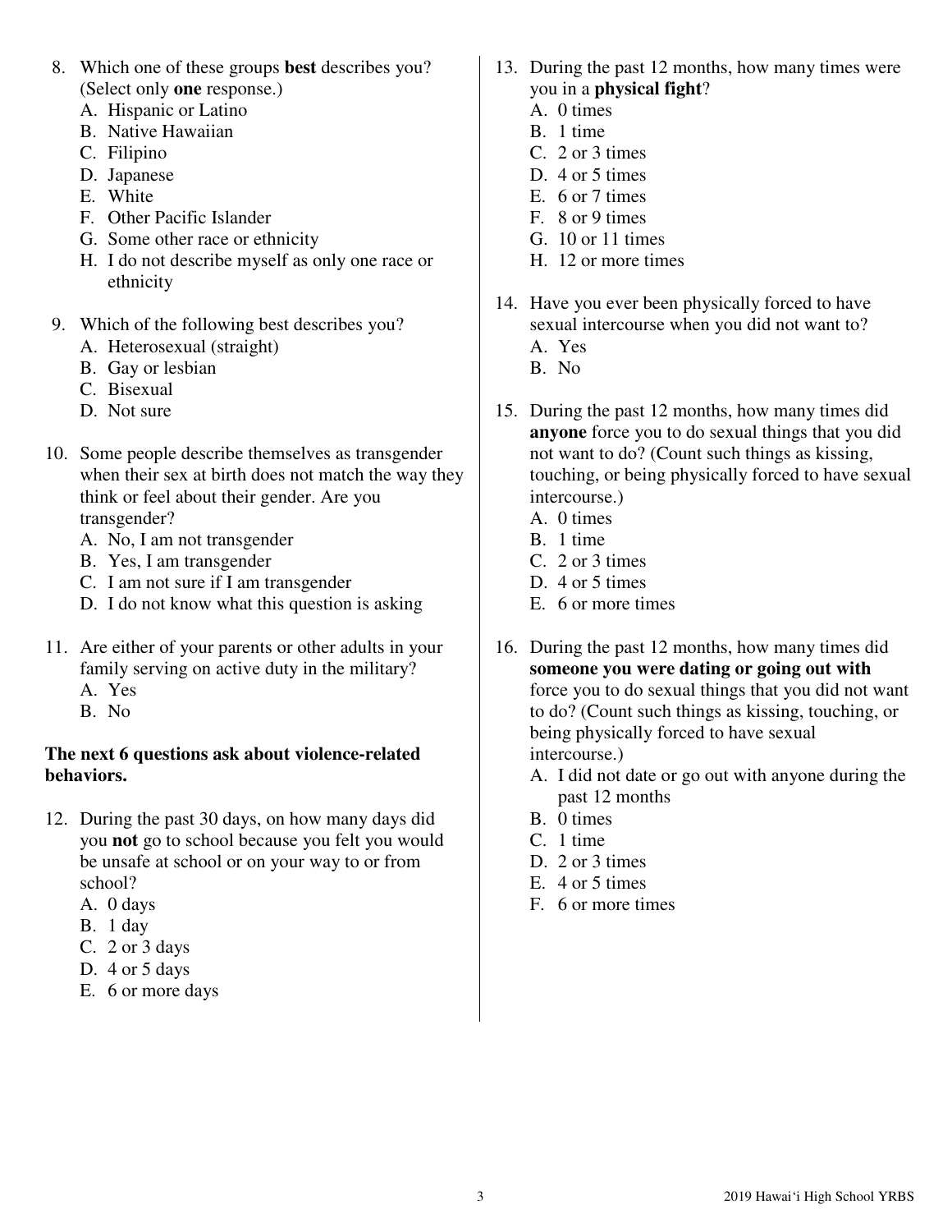8. Which one of these groups **best** describes you? (Select only **one** response.)
   A. Hispanic or Latino
   B. Native Hawaiian
   C. Filipino
   D. Japanese
   E. White
   F. Other Pacific Islander
   G. Some other race or ethnicity
   H. I do not describe myself as only one race or ethnicity

9. Which of the following best describes you?
   A. Heterosexual (straight)
   B. Gay or lesbian
   C. Bisexual
   D. Not sure

10. Some people describe themselves as transgender when their sex at birth does not match the way they think or feel about their gender. Are you transgender?
    A. No, I am not transgender
    B. Yes, I am transgender
    C. I am not sure if I am transgender
    D. I do not know what this question is asking

11. Are either of your parents or other adults in your family serving on active duty in the military?
    A. Yes
    B. No

**The next 6 questions ask about violence-related behaviors.**

12. During the past 30 days, on how many days did you **not** go to school because you felt you would be unsafe at school or on your way to or from school?
    A. 0 days
    B. 1 day
    C. 2 or 3 days
    D. 4 or 5 days
    E. 6 or more days

13. During the past 12 months, how many times were you in a **physical fight**?
    A. 0 times
    B. 1 time
    C. 2 or 3 times
    D. 4 or 5 times
    E. 6 or 7 times
    F. 8 or 9 times
    G. 10 or 11 times
    H. 12 or more times

14. Have you ever been physically forced to have sexual intercourse when you did not want to?
    A. Yes
    B. No

15. During the past 12 months, how many times did **anyone** force you to do sexual things that you did not want to do? (Count such things as kissing, touching, or being physically forced to have sexual intercourse.)
    A. 0 times
    B. 1 time
    C. 2 or 3 times
    D. 4 or 5 times
    E. 6 or more times

16. During the past 12 months, how many times did **someone you were dating or going out with** force you to do sexual things that you did not want to do? (Count such things as kissing, touching, or being physically forced to have sexual intercourse.)
    A. I did not date or go out with anyone during the past 12 months
    B. 0 times
    C. 1 time
    D. 2 or 3 times
    E. 4 or 5 times
    F. 6 or more times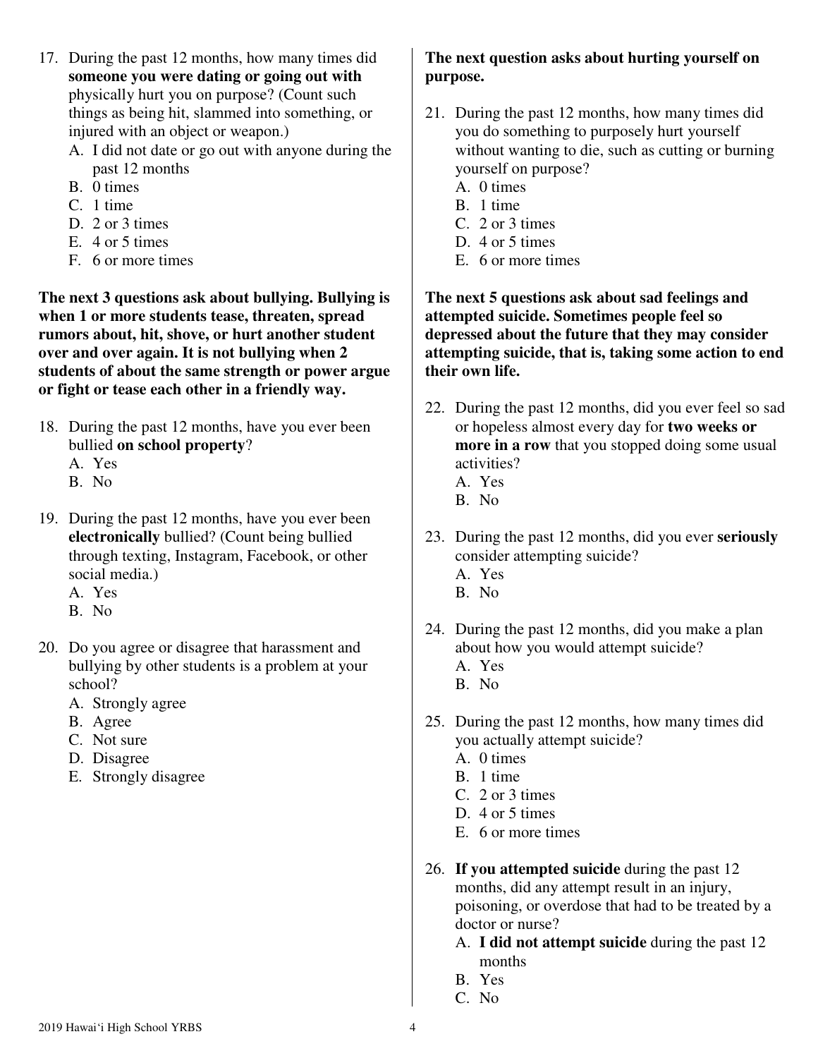17. During the past 12 months, how many times did **someone you were dating or going out with** physically hurt you on purpose? (Count such things as being hit, slammed into something, or injured with an object or weapon.)
    A. I did not date or go out with anyone during the past 12 months
    B. 0 times
    C. 1 time
    D. 2 or 3 times
    E. 4 or 5 times
    F. 6 or more times

**The next 3 questions ask about bullying. Bullying is when 1 or more students tease, threaten, spread rumors about, hit, shove, or hurt another student over and over again. It is not bullying when 2 students of about the same strength or power argue or fight or tease each other in a friendly way.**

18. During the past 12 months, have you ever been bullied **on school property**?
    A. Yes
    B. No

19. During the past 12 months, have you ever been **electronically** bullied? (Count being bullied through texting, Instagram, Facebook, or other social media.)
    A. Yes
    B. No

20. Do you agree or disagree that harassment and bullying by other students is a problem at your school?
    A. Strongly agree
    B. Agree
    C. Not sure
    D. Disagree
    E. Strongly disagree

**The next question asks about hurting yourself on purpose.**

21. During the past 12 months, how many times did you do something to purposely hurt yourself without wanting to die, such as cutting or burning yourself on purpose?
    A. 0 times
    B. 1 time
    C. 2 or 3 times
    D. 4 or 5 times
    E. 6 or more times

**The next 5 questions ask about sad feelings and attempted suicide. Sometimes people feel so depressed about the future that they may consider attempting suicide, that is, taking some action to end their own life.**

22. During the past 12 months, did you ever feel so sad or hopeless almost every day for **two weeks or more in a row** that you stopped doing some usual activities?
    A. Yes
    B. No

23. During the past 12 months, did you ever **seriously** consider attempting suicide?
    A. Yes
    B. No

24. During the past 12 months, did you make a plan about how you would attempt suicide?
    A. Yes
    B. No

25. During the past 12 months, how many times did you actually attempt suicide?
    A. 0 times
    B. 1 time
    C. 2 or 3 times
    D. 4 or 5 times
    E. 6 or more times

26. **If you attempted suicide** during the past 12 months, did any attempt result in an injury, poisoning, or overdose that had to be treated by a doctor or nurse?
    A. **I did not attempt suicide** during the past 12 months
    B. Yes
    C. No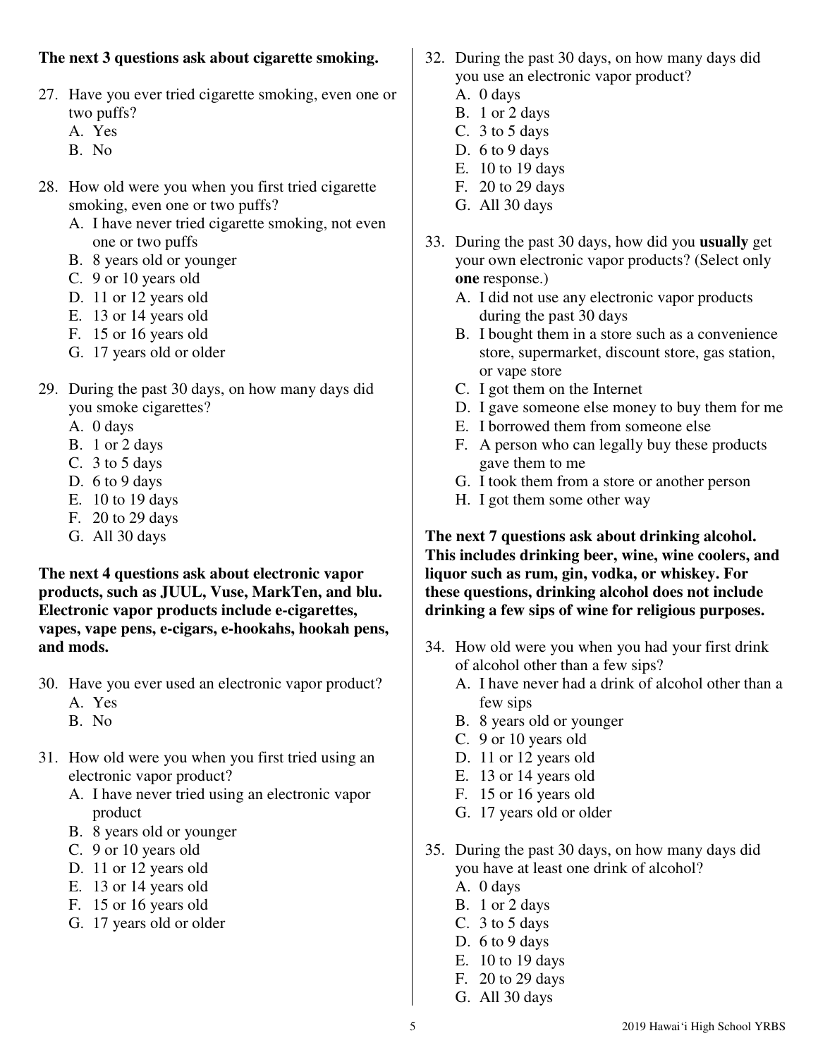**The next 3 questions ask about cigarette smoking.**

27. Have you ever tried cigarette smoking, even one or two puffs?
    A. Yes
    B. No

28. How old were you when you first tried cigarette smoking, even one or two puffs?
    A. I have never tried cigarette smoking, not even one or two puffs
    B. 8 years old or younger
    C. 9 or 10 years old
    D. 11 or 12 years old
    E. 13 or 14 years old
    F. 15 or 16 years old
    G. 17 years old or older

29. During the past 30 days, on how many days did you smoke cigarettes?
    A. 0 days
    B. 1 or 2 days
    C. 3 to 5 days
    D. 6 to 9 days
    E. 10 to 19 days
    F. 20 to 29 days
    G. All 30 days

**The next 4 questions ask about electronic vapor products, such as JUUL, Vuse, MarkTen, and blu. Electronic vapor products include e-cigarettes, vapes, vape pens, e-cigars, e-hookahs, hookah pens, and mods.**

30. Have you ever used an electronic vapor product?
    A. Yes
    B. No

31. How old were you when you first tried using an electronic vapor product?
    A. I have never tried using an electronic vapor product
    B. 8 years old or younger
    C. 9 or 10 years old
    D. 11 or 12 years old
    E. 13 or 14 years old
    F. 15 or 16 years old
    G. 17 years old or older

32. During the past 30 days, on how many days did you use an electronic vapor product?
    A. 0 days
    B. 1 or 2 days
    C. 3 to 5 days
    D. 6 to 9 days
    E. 10 to 19 days
    F. 20 to 29 days
    G. All 30 days

33. During the past 30 days, how did you **usually** get your own electronic vapor products? (Select only **one** response.)
    A. I did not use any electronic vapor products during the past 30 days
    B. I bought them in a store such as a convenience store, supermarket, discount store, gas station, or vape store
    C. I got them on the Internet
    D. I gave someone else money to buy them for me
    E. I borrowed them from someone else
    F. A person who can legally buy these products gave them to me
    G. I took them from a store or another person
    H. I got them some other way

**The next 7 questions ask about drinking alcohol. This includes drinking beer, wine, wine coolers, and liquor such as rum, gin, vodka, or whiskey. For these questions, drinking alcohol does not include drinking a few sips of wine for religious purposes.**

34. How old were you when you had your first drink of alcohol other than a few sips?
    A. I have never had a drink of alcohol other than a few sips
    B. 8 years old or younger
    C. 9 or 10 years old
    D. 11 or 12 years old
    E. 13 or 14 years old
    F. 15 or 16 years old
    G. 17 years old or older

35. During the past 30 days, on how many days did you have at least one drink of alcohol?
    A. 0 days
    B. 1 or 2 days
    C. 3 to 5 days
    D. 6 to 9 days
    E. 10 to 19 days
    F. 20 to 29 days
    G. All 30 days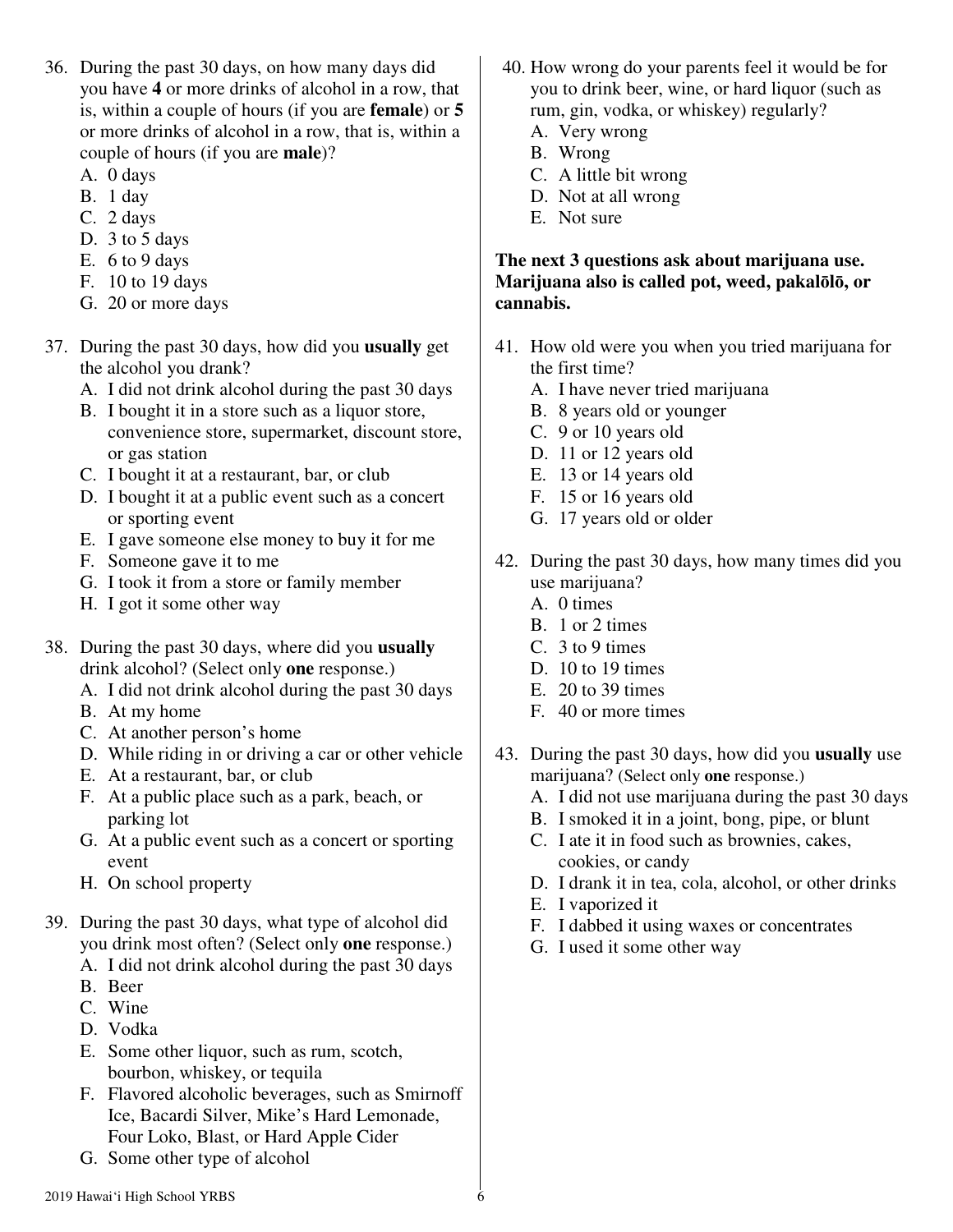36. During the past 30 days, on how many days did you have **4** or more drinks of alcohol in a row, that is, within a couple of hours (if you are **female**) or **5** or more drinks of alcohol in a row, that is, within a couple of hours (if you are **male**)?
    A. 0 days
    B. 1 day
    C. 2 days
    D. 3 to 5 days
    E. 6 to 9 days
    F. 10 to 19 days
    G. 20 or more days

37. During the past 30 days, how did you **usually** get the alcohol you drank?
    A. I did not drink alcohol during the past 30 days
    B. I bought it in a store such as a liquor store, convenience store, supermarket, discount store, or gas station
    C. I bought it at a restaurant, bar, or club
    D. I bought it at a public event such as a concert or sporting event
    E. I gave someone else money to buy it for me
    F. Someone gave it to me
    G. I took it from a store or family member
    H. I got it some other way

38. During the past 30 days, where did you **usually** drink alcohol? (Select only **one** response.)
    A. I did not drink alcohol during the past 30 days
    B. At my home
    C. At another person's home
    D. While riding in or driving a car or other vehicle
    E. At a restaurant, bar, or club
    F. At a public place such as a park, beach, or parking lot
    G. At a public event such as a concert or sporting event
    H. On school property

39. During the past 30 days, what type of alcohol did you drink most often? (Select only **one** response.)
    A. I did not drink alcohol during the past 30 days
    B. Beer
    C. Wine
    D. Vodka
    E. Some other liquor, such as rum, scotch, bourbon, whiskey, or tequila
    F. Flavored alcoholic beverages, such as Smirnoff Ice, Bacardi Silver, Mike's Hard Lemonade, Four Loko, Blast, or Hard Apple Cider
    G. Some other type of alcohol

40. How wrong do your parents feel it would be for you to drink beer, wine, or hard liquor (such as rum, gin, vodka, or whiskey) regularly?
    A. Very wrong
    B. Wrong
    C. A little bit wrong
    D. Not at all wrong
    E. Not sure

**The next 3 questions ask about marijuana use. Marijuana also is called pot, weed, pakalōlō, or cannabis.**

41. How old were you when you tried marijuana for the first time?
    A. I have never tried marijuana
    B. 8 years old or younger
    C. 9 or 10 years old
    D. 11 or 12 years old
    E. 13 or 14 years old
    F. 15 or 16 years old
    G. 17 years old or older

42. During the past 30 days, how many times did you use marijuana?
    A. 0 times
    B. 1 or 2 times
    C. 3 to 9 times
    D. 10 to 19 times
    E. 20 to 39 times
    F. 40 or more times

43. During the past 30 days, how did you **usually** use marijuana? (Select only **one** response.)
    A. I did not use marijuana during the past 30 days
    B. I smoked it in a joint, bong, pipe, or blunt
    C. I ate it in food such as brownies, cakes, cookies, or candy
    D. I drank it in tea, cola, alcohol, or other drinks
    E. I vaporized it
    F. I dabbed it using waxes or concentrates
    G. I used it some other way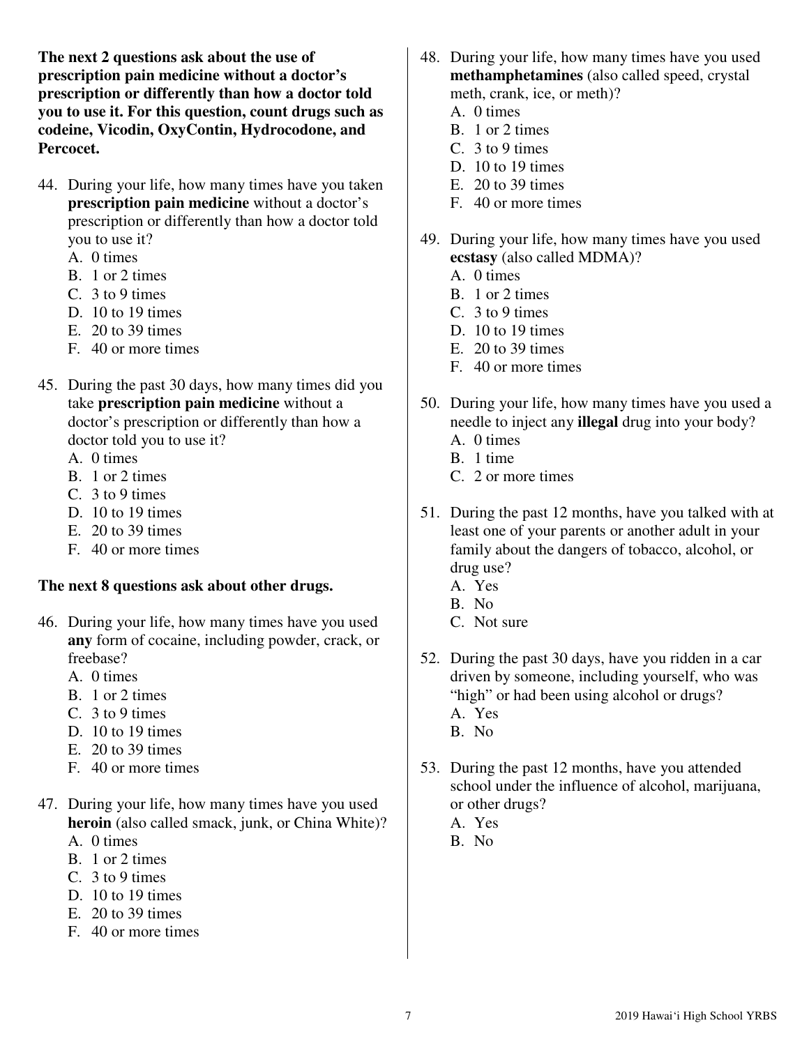**The next 2 questions ask about the use of prescription pain medicine without a doctor's prescription or differently than how a doctor told you to use it. For this question, count drugs such as codeine, Vicodin, OxyContin, Hydrocodone, and Percocet.**

44. During your life, how many times have you taken **prescription pain medicine** without a doctor's prescription or differently than how a doctor told you to use it?
    - A. 0 times
    - B. 1 or 2 times
    - C. 3 to 9 times
    - D. 10 to 19 times
    - E. 20 to 39 times
    - F. 40 or more times

45. During the past 30 days, how many times did you take **prescription pain medicine** without a doctor's prescription or differently than how a doctor told you to use it?
    - A. 0 times
    - B. 1 or 2 times
    - C. 3 to 9 times
    - D. 10 to 19 times
    - E. 20 to 39 times
    - F. 40 or more times

**The next 8 questions ask about other drugs.**

46. During your life, how many times have you used **any** form of cocaine, including powder, crack, or freebase?
    - A. 0 times
    - B. 1 or 2 times
    - C. 3 to 9 times
    - D. 10 to 19 times
    - E. 20 to 39 times
    - F. 40 or more times

47. During your life, how many times have you used **heroin** (also called smack, junk, or China White)?
    - A. 0 times
    - B. 1 or 2 times
    - C. 3 to 9 times
    - D. 10 to 19 times
    - E. 20 to 39 times
    - F. 40 or more times

48. During your life, how many times have you used **methamphetamines** (also called speed, crystal meth, crank, ice, or meth)?
    - A. 0 times
    - B. 1 or 2 times
    - C. 3 to 9 times
    - D. 10 to 19 times
    - E. 20 to 39 times
    - F. 40 or more times

49. During your life, how many times have you used **ecstasy** (also called MDMA)?
    - A. 0 times
    - B. 1 or 2 times
    - C. 3 to 9 times
    - D. 10 to 19 times
    - E. 20 to 39 times
    - F. 40 or more times

50. During your life, how many times have you used a needle to inject any **illegal** drug into your body?
    - A. 0 times
    - B. 1 time
    - C. 2 or more times

51. During the past 12 months, have you talked with at least one of your parents or another adult in your family about the dangers of tobacco, alcohol, or drug use?
    - A. Yes
    - B. No
    - C. Not sure

52. During the past 30 days, have you ridden in a car driven by someone, including yourself, who was "high" or had been using alcohol or drugs?
    - A. Yes
    - B. No

53. During the past 12 months, have you attended school under the influence of alcohol, marijuana, or other drugs?
    - A. Yes
    - B. No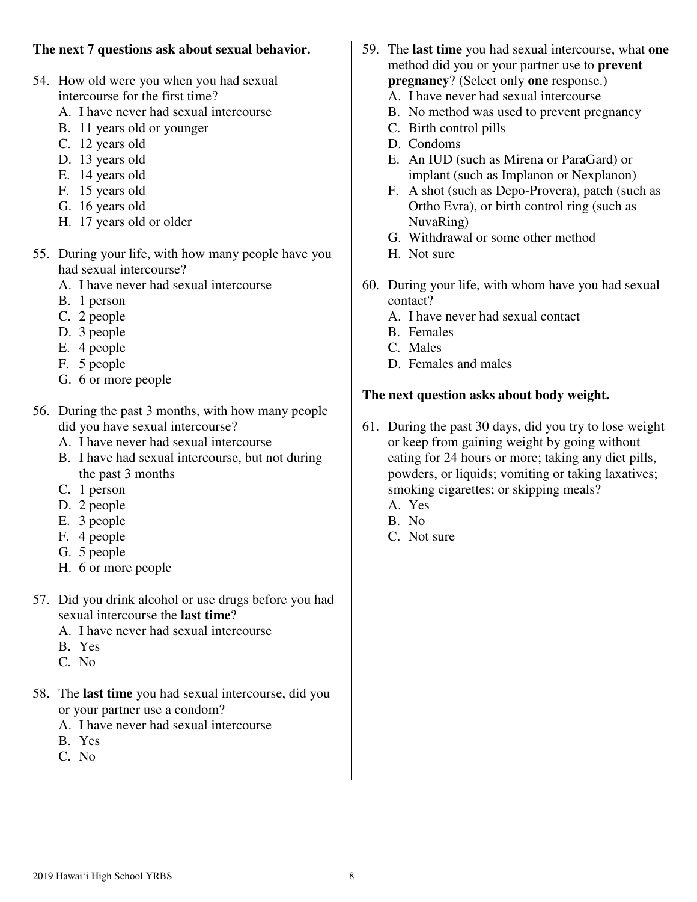**The next 7 questions ask about sexual behavior.**

54. How old were you when you had sexual intercourse for the first time?
    - A. I have never had sexual intercourse
    - B. 11 years old or younger
    - C. 12 years old
    - D. 13 years old
    - E. 14 years old
    - F. 15 years old
    - G. 16 years old
    - H. 17 years old or older

55. During your life, with how many people have you had sexual intercourse?
    - A. I have never had sexual intercourse
    - B. 1 person
    - C. 2 people
    - D. 3 people
    - E. 4 people
    - F. 5 people
    - G. 6 or more people

56. During the past 3 months, with how many people did you have sexual intercourse?
    - A. I have never had sexual intercourse
    - B. I have had sexual intercourse, but not during the past 3 months
    - C. 1 person
    - D. 2 people
    - E. 3 people
    - F. 4 people
    - G. 5 people
    - H. 6 or more people

57. Did you drink alcohol or use drugs before you had sexual intercourse the **last time**?
    - A. I have never had sexual intercourse
    - B. Yes
    - C. No

58. The **last time** you had sexual intercourse, did you or your partner use a condom?
    - A. I have never had sexual intercourse
    - B. Yes
    - C. No

59. The **last time** you had sexual intercourse, what **one** method did you or your partner use to **prevent pregnancy**? (Select only **one** response.)
    - A. I have never had sexual intercourse
    - B. No method was used to prevent pregnancy
    - C. Birth control pills
    - D. Condoms
    - E. An IUD (such as Mirena or ParaGard) or implant (such as Implanon or Nexplanon)
    - F. A shot (such as Depo-Provera), patch (such as Ortho Evra), or birth control ring (such as NuvaRing)
    - G. Withdrawal or some other method
    - H. Not sure

60. During your life, with whom have you had sexual contact?
    - A. I have never had sexual contact
    - B. Females
    - C. Males
    - D. Females and males

**The next question asks about body weight.**

61. During the past 30 days, did you try to lose weight or keep from gaining weight by going without eating for 24 hours or more; taking any diet pills, powders, or liquids; vomiting or taking laxatives; smoking cigarettes; or skipping meals?
    - A. Yes
    - B. No
    - C. Not sure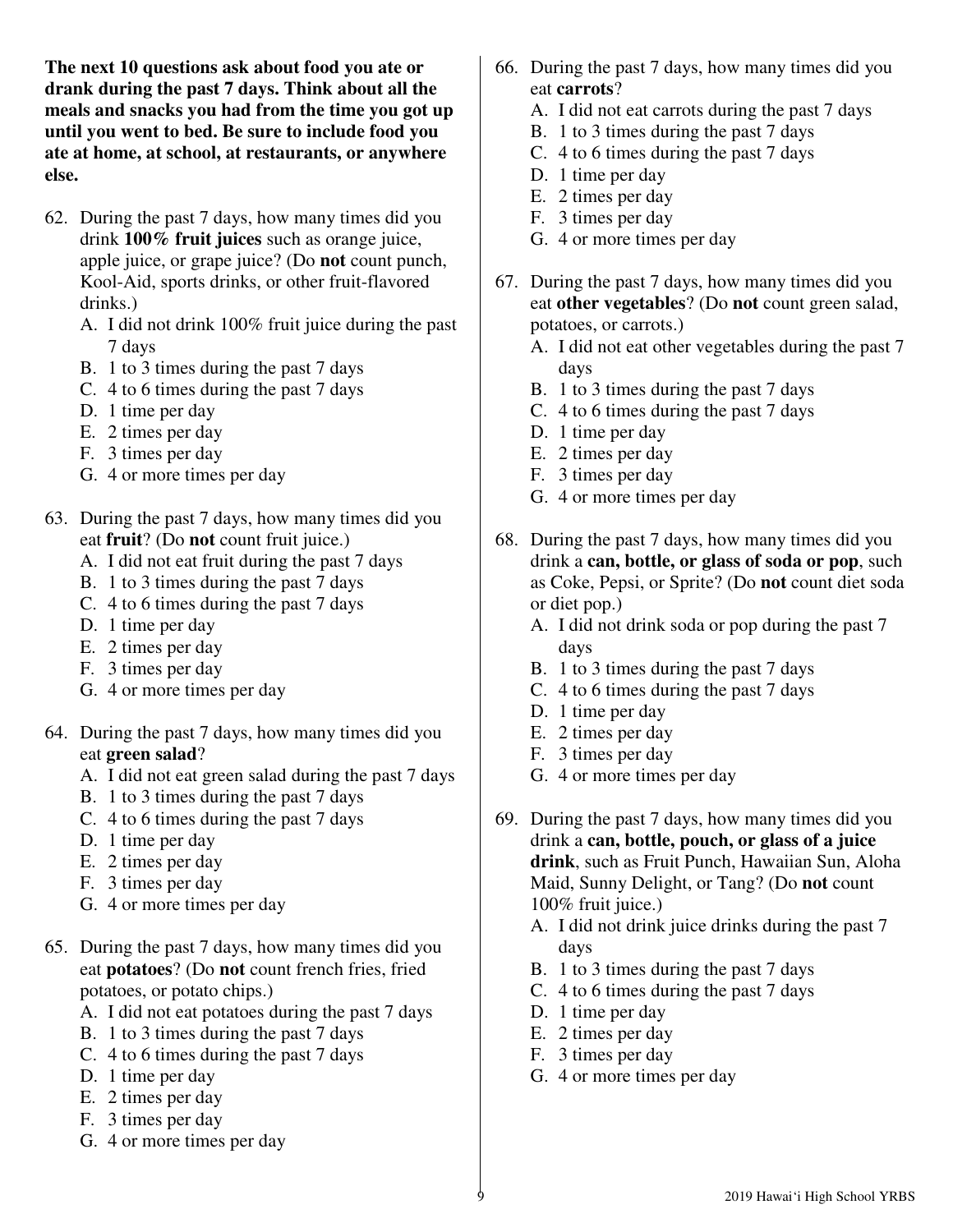**The next 10 questions ask about food you ate or drank during the past 7 days. Think about all the meals and snacks you had from the time you got up until you went to bed. Be sure to include food you ate at home, at school, at restaurants, or anywhere else.**

62. During the past 7 days, how many times did you drink **100% fruit juices** such as orange juice, apple juice, or grape juice? (Do **not** count punch, Kool-Aid, sports drinks, or other fruit-flavored drinks.)
    - A. I did not drink 100% fruit juice during the past 7 days
    - B. 1 to 3 times during the past 7 days
    - C. 4 to 6 times during the past 7 days
    - D. 1 time per day
    - E. 2 times per day
    - F. 3 times per day
    - G. 4 or more times per day

63. During the past 7 days, how many times did you eat **fruit**? (Do **not** count fruit juice.)
    - A. I did not eat fruit during the past 7 days
    - B. 1 to 3 times during the past 7 days
    - C. 4 to 6 times during the past 7 days
    - D. 1 time per day
    - E. 2 times per day
    - F. 3 times per day
    - G. 4 or more times per day

64. During the past 7 days, how many times did you eat **green salad**?
    - A. I did not eat green salad during the past 7 days
    - B. 1 to 3 times during the past 7 days
    - C. 4 to 6 times during the past 7 days
    - D. 1 time per day
    - E. 2 times per day
    - F. 3 times per day
    - G. 4 or more times per day

65. During the past 7 days, how many times did you eat **potatoes**? (Do **not** count french fries, fried potatoes, or potato chips.)
    - A. I did not eat potatoes during the past 7 days
    - B. 1 to 3 times during the past 7 days
    - C. 4 to 6 times during the past 7 days
    - D. 1 time per day
    - E. 2 times per day
    - F. 3 times per day
    - G. 4 or more times per day

66. During the past 7 days, how many times did you eat **carrots**?
    - A. I did not eat carrots during the past 7 days
    - B. 1 to 3 times during the past 7 days
    - C. 4 to 6 times during the past 7 days
    - D. 1 time per day
    - E. 2 times per day
    - F. 3 times per day
    - G. 4 or more times per day

67. During the past 7 days, how many times did you eat **other vegetables**? (Do **not** count green salad, potatoes, or carrots.)
    - A. I did not eat other vegetables during the past 7 days
    - B. 1 to 3 times during the past 7 days
    - C. 4 to 6 times during the past 7 days
    - D. 1 time per day
    - E. 2 times per day
    - F. 3 times per day
    - G. 4 or more times per day

68. During the past 7 days, how many times did you drink a **can, bottle, or glass of soda or pop**, such as Coke, Pepsi, or Sprite? (Do **not** count diet soda or diet pop.)
    - A. I did not drink soda or pop during the past 7 days
    - B. 1 to 3 times during the past 7 days
    - C. 4 to 6 times during the past 7 days
    - D. 1 time per day
    - E. 2 times per day
    - F. 3 times per day
    - G. 4 or more times per day

69. During the past 7 days, how many times did you drink a **can, bottle, pouch, or glass of a juice drink**, such as Fruit Punch, Hawaiian Sun, Aloha Maid, Sunny Delight, or Tang? (Do **not** count 100% fruit juice.)
    - A. I did not drink juice drinks during the past 7 days
    - B. 1 to 3 times during the past 7 days
    - C. 4 to 6 times during the past 7 days
    - D. 1 time per day
    - E. 2 times per day
    - F. 3 times per day
    - G. 4 or more times per day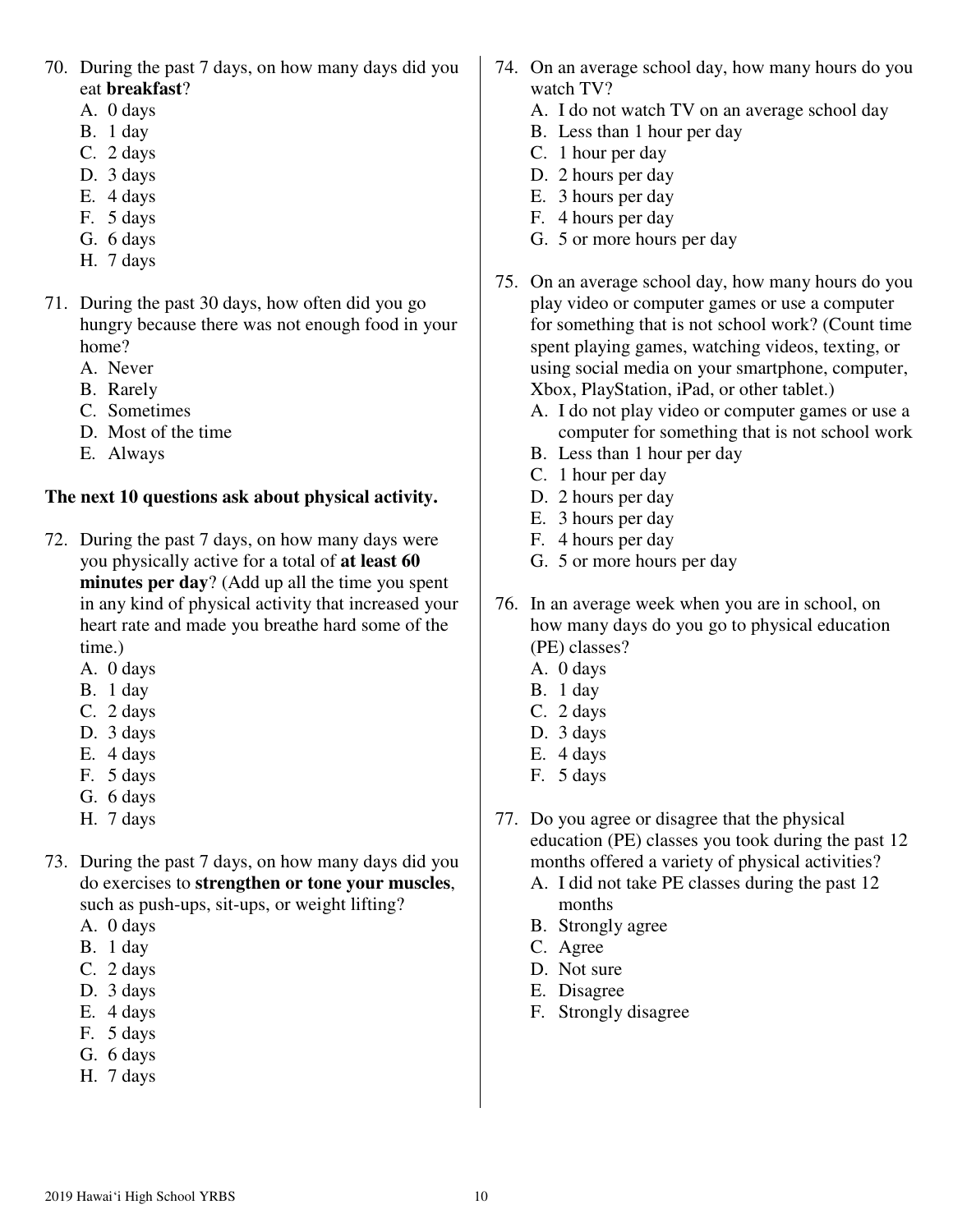70. During the past 7 days, on how many days did you eat **breakfast**?
    A. 0 days
    B. 1 day
    C. 2 days
    D. 3 days
    E. 4 days
    F. 5 days
    G. 6 days
    H. 7 days

71. During the past 30 days, how often did you go hungry because there was not enough food in your home?
    A. Never
    B. Rarely
    C. Sometimes
    D. Most of the time
    E. Always

**The next 10 questions ask about physical activity.**

72. During the past 7 days, on how many days were you physically active for a total of **at least 60 minutes per day**? (Add up all the time you spent in any kind of physical activity that increased your heart rate and made you breathe hard some of the time.)
    A. 0 days
    B. 1 day
    C. 2 days
    D. 3 days
    E. 4 days
    F. 5 days
    G. 6 days
    H. 7 days

73. During the past 7 days, on how many days did you do exercises to **strengthen or tone your muscles**, such as push-ups, sit-ups, or weight lifting?
    A. 0 days
    B. 1 day
    C. 2 days
    D. 3 days
    E. 4 days
    F. 5 days
    G. 6 days
    H. 7 days

74. On an average school day, how many hours do you watch TV?
    A. I do not watch TV on an average school day
    B. Less than 1 hour per day
    C. 1 hour per day
    D. 2 hours per day
    E. 3 hours per day
    F. 4 hours per day
    G. 5 or more hours per day

75. On an average school day, how many hours do you play video or computer games or use a computer for something that is not school work? (Count time spent playing games, watching videos, texting, or using social media on your smartphone, computer, Xbox, PlayStation, iPad, or other tablet.)
    A. I do not play video or computer games or use a computer for something that is not school work
    B. Less than 1 hour per day
    C. 1 hour per day
    D. 2 hours per day
    E. 3 hours per day
    F. 4 hours per day
    G. 5 or more hours per day

76. In an average week when you are in school, on how many days do you go to physical education (PE) classes?
    A. 0 days
    B. 1 day
    C. 2 days
    D. 3 days
    E. 4 days
    F. 5 days

77. Do you agree or disagree that the physical education (PE) classes you took during the past 12 months offered a variety of physical activities?
    A. I did not take PE classes during the past 12 months
    B. Strongly agree
    C. Agree
    D. Not sure
    E. Disagree
    F. Strongly disagree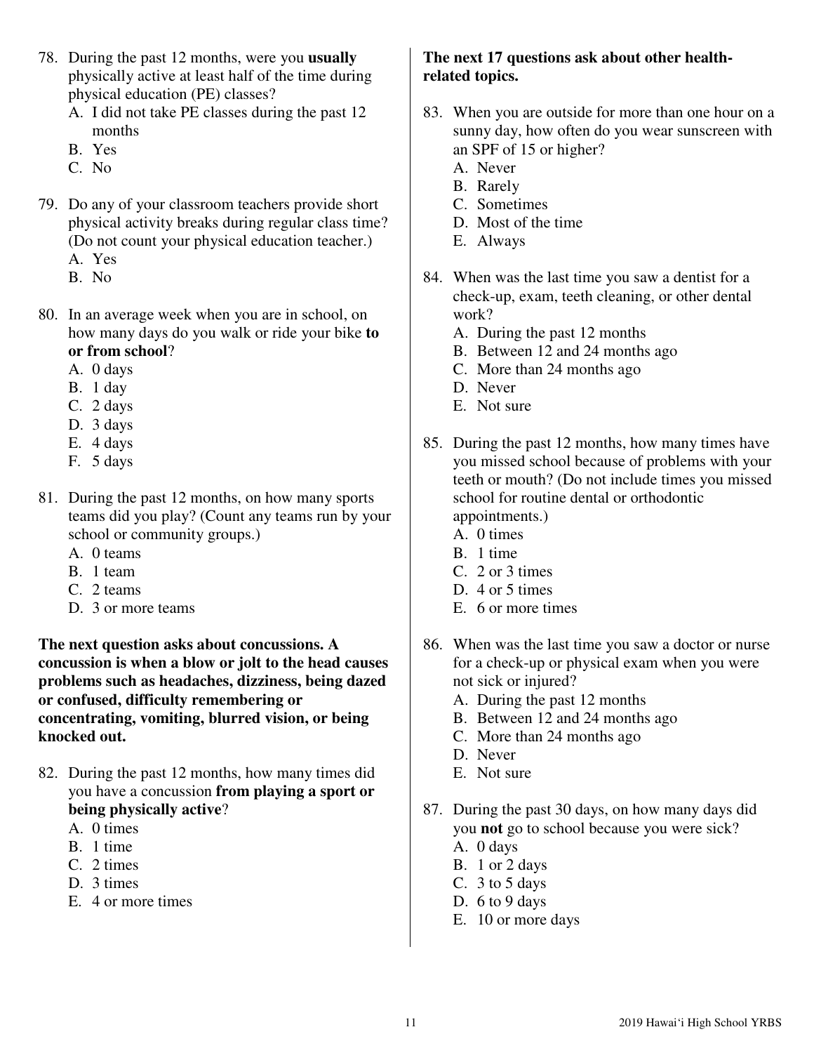78. During the past 12 months, were you **usually** physically active at least half of the time during physical education (PE) classes?
    - A. I did not take PE classes during the past 12 months
    - B. Yes
    - C. No

79. Do any of your classroom teachers provide short physical activity breaks during regular class time? (Do not count your physical education teacher.)
    - A. Yes
    - B. No

80. In an average week when you are in school, on how many days do you walk or ride your bike **to or from school**?
    - A. 0 days
    - B. 1 day
    - C. 2 days
    - D. 3 days
    - E. 4 days
    - F. 5 days

81. During the past 12 months, on how many sports teams did you play? (Count any teams run by your school or community groups.)
    - A. 0 teams
    - B. 1 team
    - C. 2 teams
    - D. 3 or more teams

**The next question asks about concussions. A concussion is when a blow or jolt to the head causes problems such as headaches, dizziness, being dazed or confused, difficulty remembering or concentrating, vomiting, blurred vision, or being knocked out.**

82. During the past 12 months, how many times did you have a concussion **from playing a sport or being physically active**?
    - A. 0 times
    - B. 1 time
    - C. 2 times
    - D. 3 times
    - E. 4 or more times

**The next 17 questions ask about other health-related topics.**

83. When you are outside for more than one hour on a sunny day, how often do you wear sunscreen with an SPF of 15 or higher?
    - A. Never
    - B. Rarely
    - C. Sometimes
    - D. Most of the time
    - E. Always

84. When was the last time you saw a dentist for a check-up, exam, teeth cleaning, or other dental work?
    - A. During the past 12 months
    - B. Between 12 and 24 months ago
    - C. More than 24 months ago
    - D. Never
    - E. Not sure

85. During the past 12 months, how many times have you missed school because of problems with your teeth or mouth? (Do not include times you missed school for routine dental or orthodontic appointments.)
    - A. 0 times
    - B. 1 time
    - C. 2 or 3 times
    - D. 4 or 5 times
    - E. 6 or more times

86. When was the last time you saw a doctor or nurse for a check-up or physical exam when you were not sick or injured?
    - A. During the past 12 months
    - B. Between 12 and 24 months ago
    - C. More than 24 months ago
    - D. Never
    - E. Not sure

87. During the past 30 days, on how many days did you **not** go to school because you were sick?
    - A. 0 days
    - B. 1 or 2 days
    - C. 3 to 5 days
    - D. 6 to 9 days
    - E. 10 or more days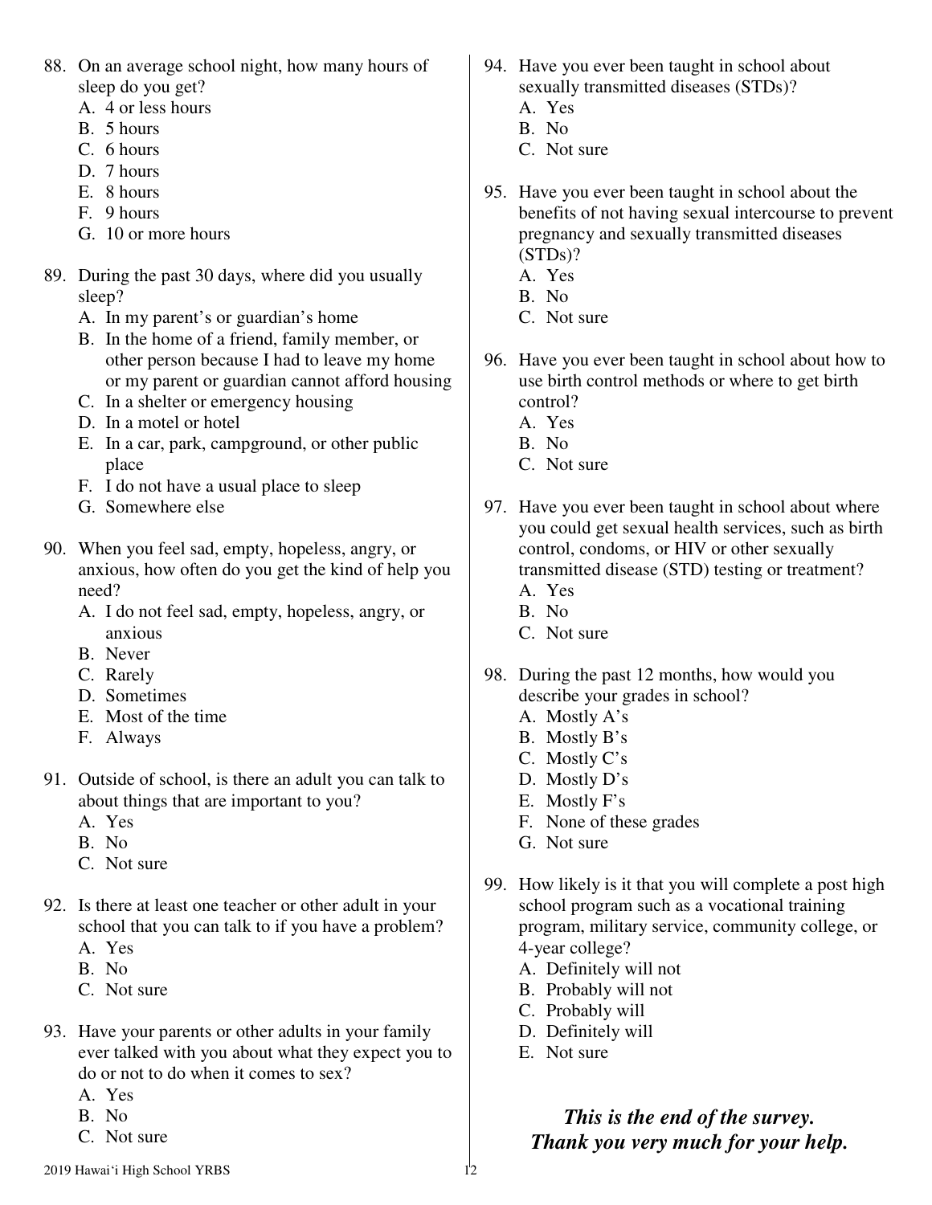88. On an average school night, how many hours of sleep do you get?
    A. 4 or less hours
    B. 5 hours
    C. 6 hours
    D. 7 hours
    E. 8 hours
    F. 9 hours
    G. 10 or more hours

89. During the past 30 days, where did you usually sleep?
    A. In my parent's or guardian's home
    B. In the home of a friend, family member, or other person because I had to leave my home or my parent or guardian cannot afford housing
    C. In a shelter or emergency housing
    D. In a motel or hotel
    E. In a car, park, campground, or other public place
    F. I do not have a usual place to sleep
    G. Somewhere else

90. When you feel sad, empty, hopeless, angry, or anxious, how often do you get the kind of help you need?
    A. I do not feel sad, empty, hopeless, angry, or anxious
    B. Never
    C. Rarely
    D. Sometimes
    E. Most of the time
    F. Always

91. Outside of school, is there an adult you can talk to about things that are important to you?
    A. Yes
    B. No
    C. Not sure

92. Is there at least one teacher or other adult in your school that you can talk to if you have a problem?
    A. Yes
    B. No
    C. Not sure

93. Have your parents or other adults in your family ever talked with you about what they expect you to do or not to do when it comes to sex?
    A. Yes
    B. No
    C. Not sure

94. Have you ever been taught in school about sexually transmitted diseases (STDs)?
    A. Yes
    B. No
    C. Not sure

95. Have you ever been taught in school about the benefits of not having sexual intercourse to prevent pregnancy and sexually transmitted diseases (STDs)?
    A. Yes
    B. No
    C. Not sure

96. Have you ever been taught in school about how to use birth control methods or where to get birth control?
    A. Yes
    B. No
    C. Not sure

97. Have you ever been taught in school about where you could get sexual health services, such as birth control, condoms, or HIV or other sexually transmitted disease (STD) testing or treatment?
    A. Yes
    B. No
    C. Not sure

98. During the past 12 months, how would you describe your grades in school?
    A. Mostly A's
    B. Mostly B's
    C. Mostly C's
    D. Mostly D's
    E. Mostly F's
    F. None of these grades
    G. Not sure

99. How likely is it that you will complete a post high school program such as a vocational training program, military service, community college, or 4-year college?
    A. Definitely will not
    B. Probably will not
    C. Probably will
    D. Definitely will
    E. Not sure

***This is the end of the survey.***
***Thank you very much for your help.***